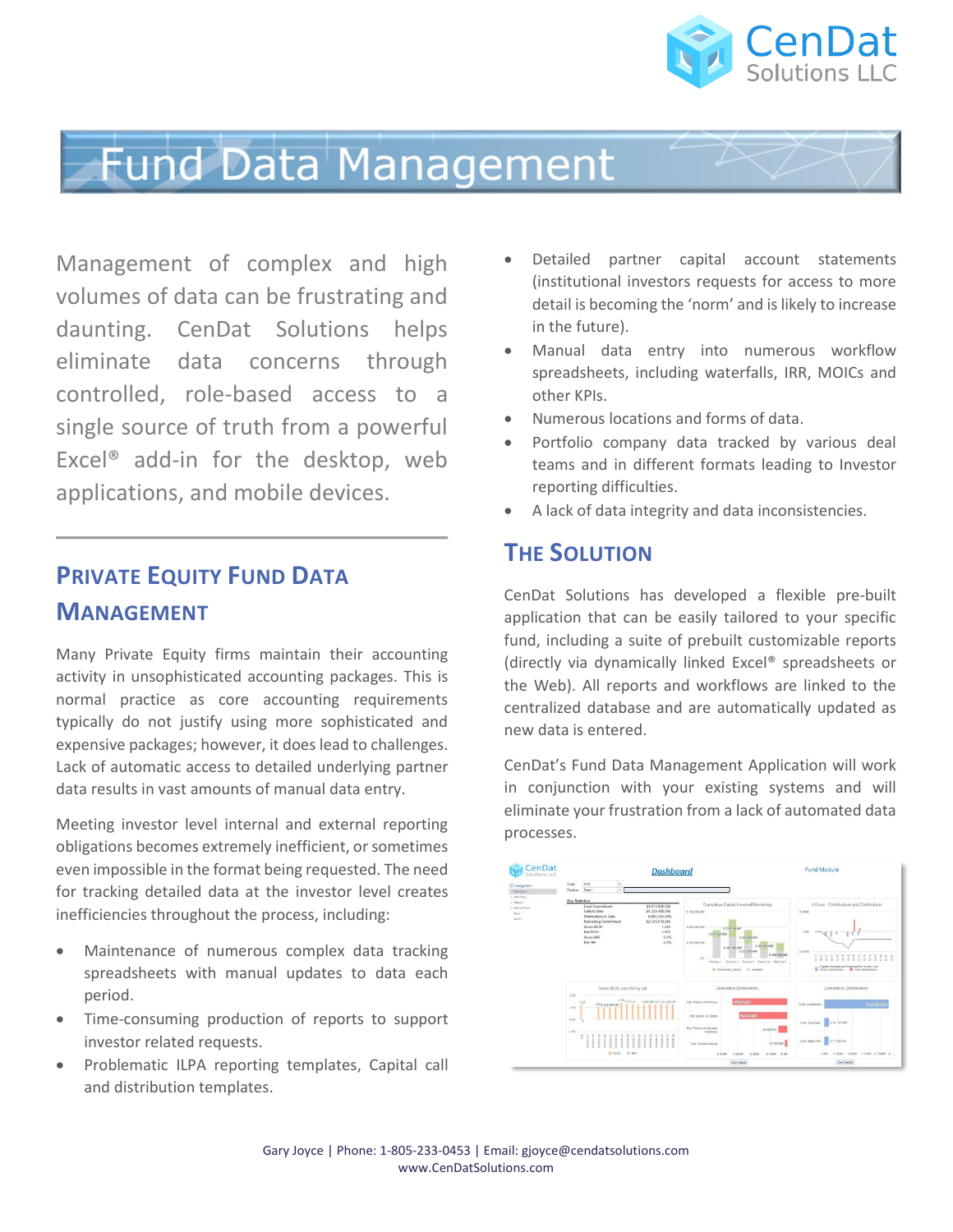# Fund Data Management

Management of complex and high volumes of data can be frustrating and daunting. CenDat Solutions helps eliminate data concerns through controlled, role-based access to a single source of truth from a powerful Excel® add-in for the desktop, web applications, and mobile devices.

## Private Equity Fund Data Management

Many Private Equity firms maintain their accounting activity in unsophisticated accounting packages. This is normal practice as core accounting requirements typically do not justify using more sophisticated and expensive packages; however, it does lead to challenges. Lack of automatic access to detailed underlying partner data results in vast amounts of manual data entry.

Meeting investor level internal and external reporting obligations becomes extremely inefficient, or sometimes even impossible in the format being requested. The need for tracking detailed data at the investor level creates inefficiencies throughout the process, including:

- Maintenance of numerous complex data tracking spreadsheets with manual updates to data each period.
- Time-consuming production of reports to support investor related requests.
- Problematic ILPA reporting templates, Capital call and distribution templates.
- Detailed partner capital account statements (institutional investors requests for access to more detail is becoming the 'norm' and is likely to increase in the future).
- Manual data entry into numerous workflow spreadsheets, including waterfalls, IRR, MOICs and other KPIs.
- Numerous locations and forms of data.
- Portfolio company data tracked by various deal teams and in different formats leading to Investor reporting difficulties.
- A lack of data integrity and data inconsistencies.

## The Solution

CenDat Solutions has developed a flexible pre-built application that can be easily tailored to your specific fund, including a suite of prebuilt customizable reports (directly via dynamically linked Excel® spreadsheets or the Web). All reports and workflows are linked to the centralized database and are automatically updated as new data is entered.

CenDat's Fund Data Management Application will work in conjunction with your existing systems and will eliminate your frustration from a lack of automated data processes.

Gary Joyce | Phone: 1-805-233-0453 | Email: gjoyce@cendatsolutions.com
www.CenDatSolutions.com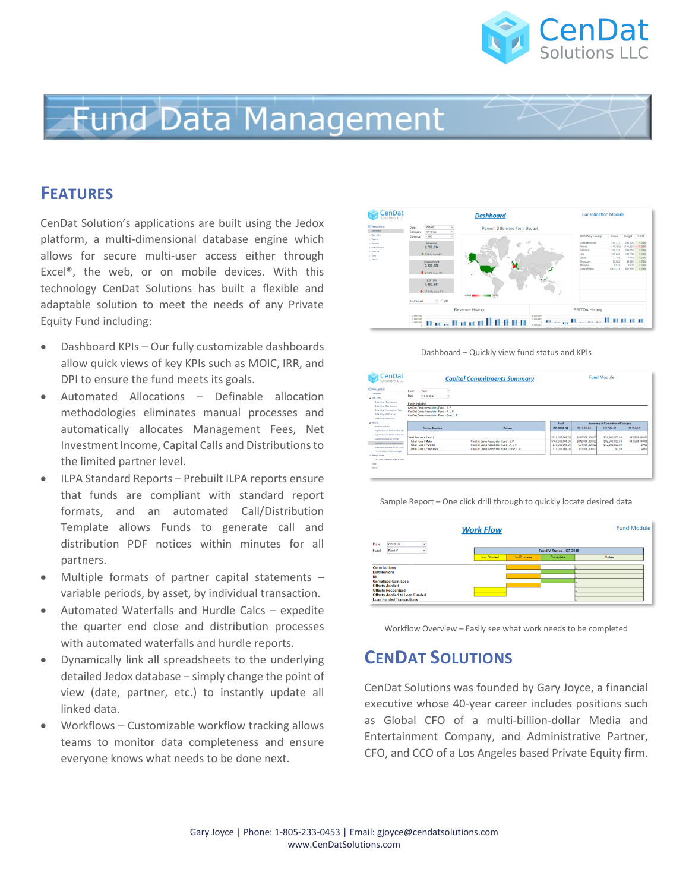# Fund Data Management

## Features

CenDat Solution's applications are built using the Jedox platform, a multi-dimensional database engine which allows for secure multi-user access either through Excel®, the web, or on mobile devices. With this technology CenDat Solutions has built a flexible and adaptable solution to meet the needs of any Private Equity Fund including:

- Dashboard KPIs – Our fully customizable dashboards allow quick views of key KPIs such as MOIC, IRR, and DPI to ensure the fund meets its goals.
- Automated Allocations – Definable allocation methodologies eliminates manual processes and automatically allocates Management Fees, Net Investment Income, Capital Calls and Distributions to the limited partner level.
- ILPA Standard Reports – Prebuilt ILPA reports ensure that funds are compliant with standard report formats, and an automated Call/Distribution Template allows Funds to generate call and distribution PDF notices within minutes for all partners.
- Multiple formats of partner capital statements – variable periods, by asset, by individual transaction.
- Automated Waterfalls and Hurdle Calcs – expedite the quarter end close and distribution processes with automated waterfalls and hurdle reports.
- Dynamically link all spreadsheets to the underlying detailed Jedox database – simply change the point of view (date, partner, etc.) to instantly update all linked data.
- Workflows – Customizable workflow tracking allows teams to monitor data completeness and ensure everyone knows what needs to be done next.

Dashboard – Quickly view fund status and KPIs

Sample Report – One click drill through to quickly locate desired data

Workflow Overview – Easily see what work needs to be completed

## CenDat Solutions

CenDat Solutions was founded by Gary Joyce, a financial executive whose 40-year career includes positions such as Global CFO of a multi-billion-dollar Media and Entertainment Company, and Administrative Partner, CFO, and CCO of a Los Angeles based Private Equity firm.

Gary Joyce | Phone: 1-805-233-0453 | Email: gjoyce@cendatsolutions.com
www.CenDatSolutions.com